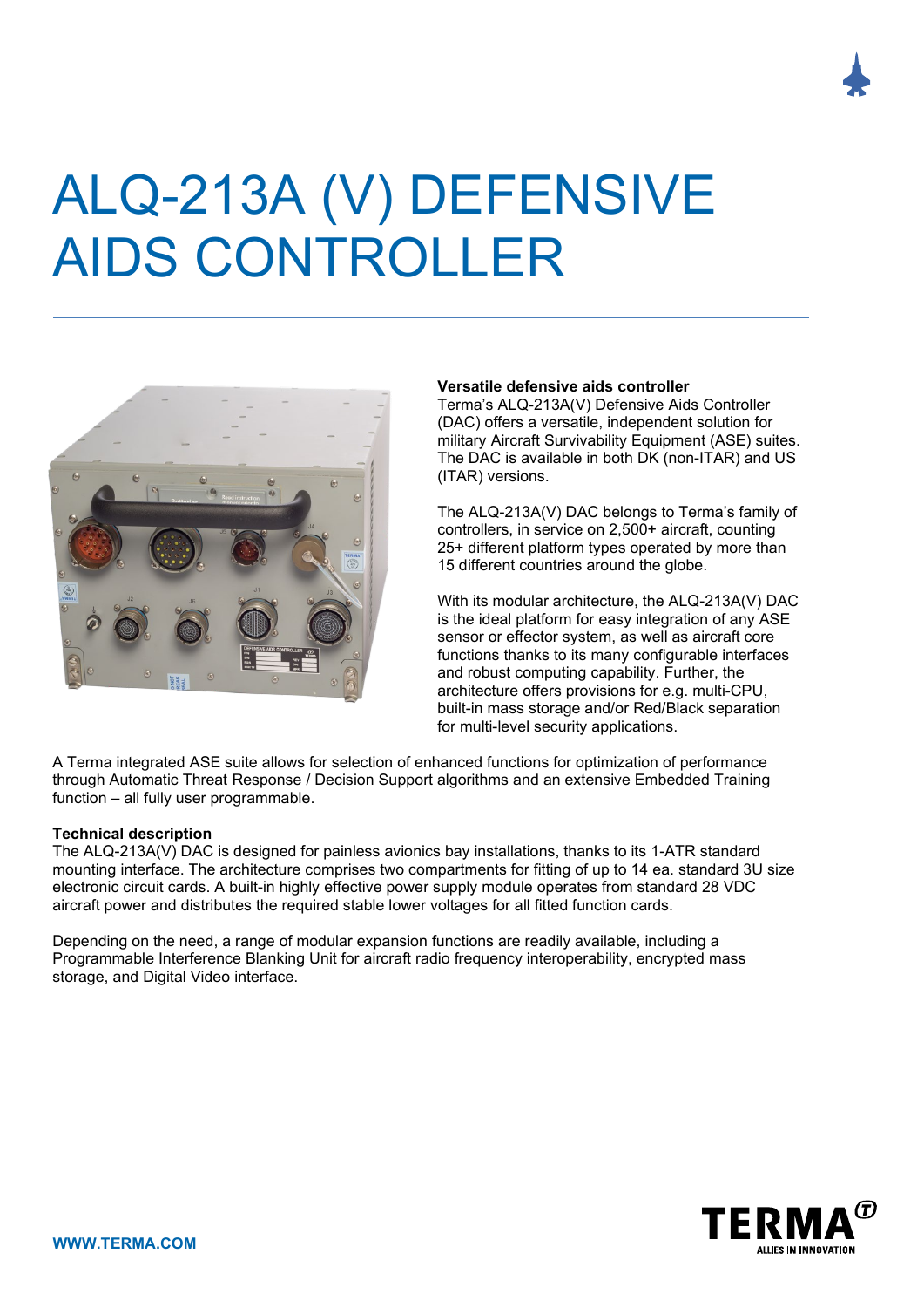# ALQ-213A (V) DEFENSIVE AIDS CONTROLLER

**Versatile defensive aids controller**
Terma's ALQ-213A(V) Defensive Aids Controller (DAC) offers a versatile, independent solution for military Aircraft Survivability Equipment (ASE) suites. The DAC is available in both DK (non-ITAR) and US (ITAR) versions.

The ALQ-213A(V) DAC belongs to Terma's family of controllers, in service on 2,500+ aircraft, counting 25+ different platform types operated by more than 15 different countries around the globe.

With its modular architecture, the ALQ-213A(V) DAC is the ideal platform for easy integration of any ASE sensor or effector system, as well as aircraft core functions thanks to its many configurable interfaces and robust computing capability. Further, the architecture offers provisions for e.g. multi-CPU, built-in mass storage and/or Red/Black separation for multi-level security applications.

A Terma integrated ASE suite allows for selection of enhanced functions for optimization of performance through Automatic Threat Response / Decision Support algorithms and an extensive Embedded Training function – all fully user programmable.

**Technical description**
The ALQ-213A(V) DAC is designed for painless avionics bay installations, thanks to its 1-ATR standard mounting interface. The architecture comprises two compartments for fitting of up to 14 ea. standard 3U size electronic circuit cards. A built-in highly effective power supply module operates from standard 28 VDC aircraft power and distributes the required stable lower voltages for all fitted function cards.

Depending on the need, a range of modular expansion functions are readily available, including a Programmable Interference Blanking Unit for aircraft radio frequency interoperability, encrypted mass storage, and Digital Video interface.

**WWW.TERMA.COM**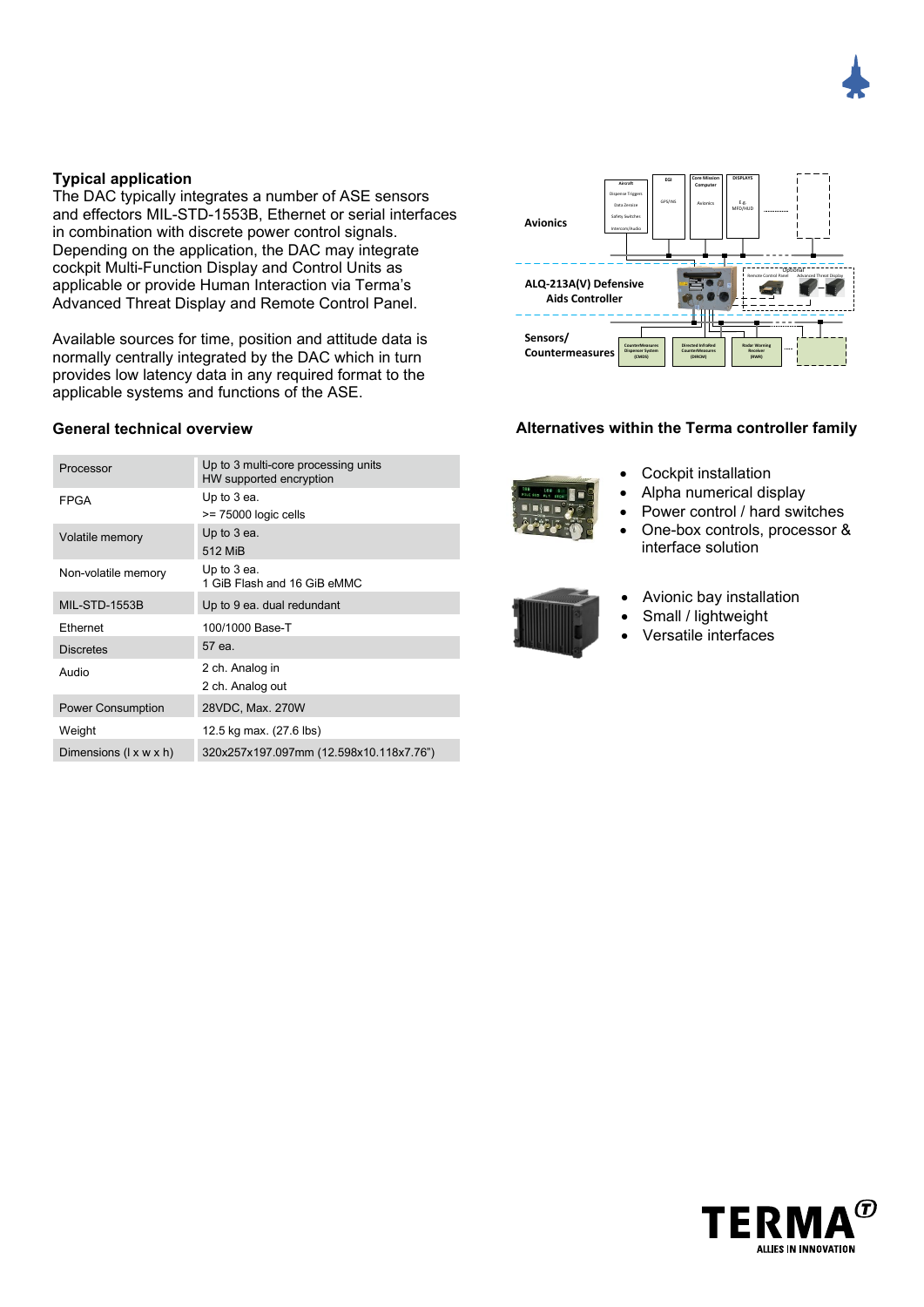## Typical application

The DAC typically integrates a number of ASE sensors and effectors MIL-STD-1553B, Ethernet or serial interfaces in combination with discrete power control signals. Depending on the application, the DAC may integrate cockpit Multi-Function Display and Control Units as applicable or provide Human Interaction via Terma's Advanced Threat Display and Remote Control Panel.

Available sources for time, position and attitude data is normally centrally integrated by the DAC which in turn provides low latency data in any required format to the applicable systems and functions of the ASE.

Avionics

Aircraft
Dispenser Triggers
Data Zeroize
Safety Switches
Intercom/Audio

EGI
GPS/INS

Core Mission Computer
Avionics

DISPLAYS
E.g. MFD/HUD

ALQ-213A(V) Defensive Aids Controller

Optional
Remote Control Panel
Advanced Threat Display

Sensors/ Countermeasures

CounterMeasures Dispenser System (CMDS)

Directed InfraRed CounterMeasures (DIRCM)

Radar Warning Receiver (RWR)

## General technical overview

| | |
|---|---|
| Processor | Up to 3 multi-core processing units<br>HW supported encryption |
| FPGA | Up to 3 ea.<br>>= 75000 logic cells |
| Volatile memory | Up to 3 ea.<br>512 MiB |
| Non-volatile memory | Up to 3 ea.<br>1 GiB Flash and 16 GiB eMMC |
| MIL-STD-1553B | Up to 9 ea. dual redundant |
| Ethernet | 100/1000 Base-T |
| Discretes | 57 ea. |
| Audio | 2 ch. Analog in<br>2 ch. Analog out |
| Power Consumption | 28VDC, Max. 270W |
| Weight | 12.5 kg max. (27.6 lbs) |
| Dimensions (l x w x h) | 320x257x197.097mm (12.598x10.118x7.76") |

## Alternatives within the Terma controller family

- Cockpit installation
- Alpha numerical display
- Power control / hard switches
- One-box controls, processor & interface solution

- Avionic bay installation
- Small / lightweight
- Versatile interfaces